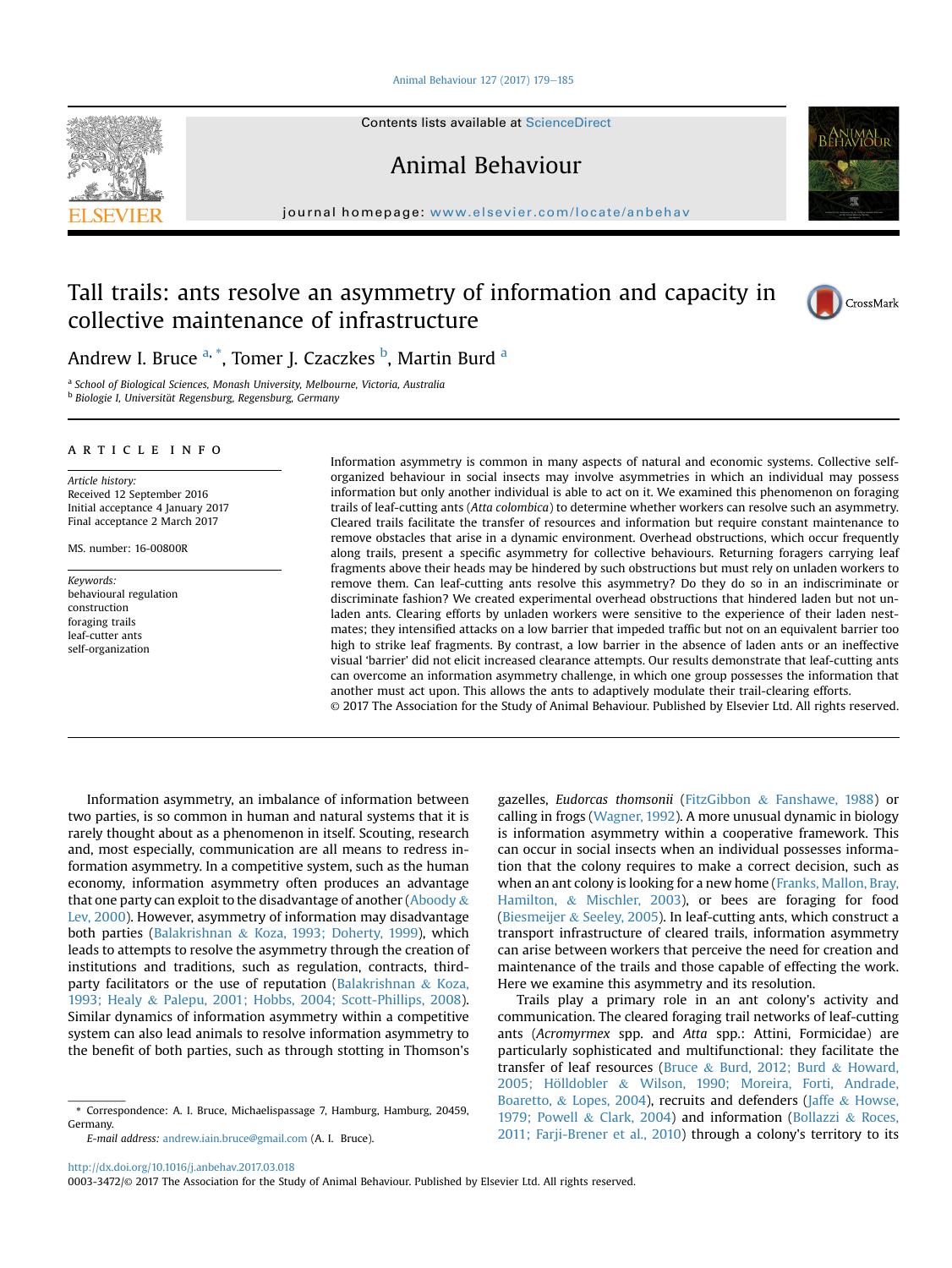# Tall trails: ants resolve an asymmetry of information and capacity in collective maintenance of infrastructure

Andrew I. Bruce [a, *], Tomer J. Czaczkes [b], Martin Burd [a]

[a] School of Biological Sciences, Monash University, Melbourne, Victoria, Australia
[b] Biologie I, Universität Regensburg, Regensburg, Germany

## ARTICLE INFO

*Article history:*
Received 12 September 2016
Initial acceptance 4 January 2017
Final acceptance 2 March 2017

MS. number: 16-00800R

*Keywords:*
behavioural regulation
construction
foraging trails
leaf-cutter ants
self-organization

Information asymmetry is common in many aspects of natural and economic systems. Collective self-organized behaviour in social insects may involve asymmetries in which an individual may possess information but only another individual is able to act on it. We examined this phenomenon on foraging trails of leaf-cutting ants (*Atta colombica*) to determine whether workers can resolve such an asymmetry. Cleared trails facilitate the transfer of resources and information but require constant maintenance to remove obstacles that arise in a dynamic environment. Overhead obstructions, which occur frequently along trails, present a specific asymmetry for collective behaviours. Returning foragers carrying leaf fragments above their heads may be hindered by such obstructions but must rely on unladen workers to remove them. Can leaf-cutting ants resolve this asymmetry? Do they do so in an indiscriminate or discriminate fashion? We created experimental overhead obstructions that hindered laden but not unladen ants. Clearing efforts by unladen workers were sensitive to the experience of their laden nestmates; they intensified attacks on a low barrier that impeded traffic but not on an equivalent barrier too high to strike leaf fragments. By contrast, a low barrier in the absence of laden ants or an ineffective visual 'barrier' did not elicit increased clearance attempts. Our results demonstrate that leaf-cutting ants can overcome an information asymmetry challenge, in which one group possesses the information that another must act upon. This allows the ants to adaptively modulate their trail-clearing efforts.

© 2017 The Association for the Study of Animal Behaviour. Published by Elsevier Ltd. All rights reserved.

Information asymmetry, an imbalance of information between two parties, is so common in human and natural systems that it is rarely thought about as a phenomenon in itself. Scouting, research and, most especially, communication are all means to redress information asymmetry. In a competitive system, such as the human economy, information asymmetry often produces an advantage that one party can exploit to the disadvantage of another (Aboody & Lev, 2000). However, asymmetry of information may disadvantage both parties (Balakrishnan & Koza, 1993; Doherty, 1999), which leads to attempts to resolve the asymmetry through the creation of institutions and traditions, such as regulation, contracts, third-party facilitators or the use of reputation (Balakrishnan & Koza, 1993; Healy & Palepu, 2001; Hobbs, 2004; Scott-Phillips, 2008). Similar dynamics of information asymmetry within a competitive system can also lead animals to resolve information asymmetry to the benefit of both parties, such as through stotting in Thomson's gazelles, *Eudorcas thomsonii* (FitzGibbon & Fanshawe, 1988) or calling in frogs (Wagner, 1992). A more unusual dynamic in biology is information asymmetry within a cooperative framework. This can occur in social insects when an individual possesses information that the colony requires to make a correct decision, such as when an ant colony is looking for a new home (Franks, Mallon, Bray, Hamilton, & Mischler, 2003), or bees are foraging for food (Biesmeijer & Seeley, 2005). In leaf-cutting ants, which construct a transport infrastructure of cleared trails, information asymmetry can arise between workers that perceive the need for creation and maintenance of the trails and those capable of effecting the work. Here we examine this asymmetry and its resolution.

Trails play a primary role in an ant colony's activity and communication. The cleared foraging trail networks of leaf-cutting ants (*Acromyrmex* spp. and *Atta* spp.: Attini, Formicidae) are particularly sophisticated and multifunctional: they facilitate the transfer of leaf resources (Bruce & Burd, 2012; Burd & Howard, 2005; Hölldobler & Wilson, 1990; Moreira, Forti, Andrade, Boaretto, & Lopes, 2004), recruits and defenders (Jaffe & Howse, 1979; Powell & Clark, 2004) and information (Bollazzi & Roces, 2011; Farji-Brener et al., 2010) through a colony's territory to its

\* Correspondence: A. I. Bruce, Michaelispassage 7, Hamburg, Hamburg, 20459, Germany.
E-mail address: andrew.iain.bruce@gmail.com (A. I. Bruce).

http://dx.doi.org/10.1016/j.anbehav.2017.03.018
0003-3472/© 2017 The Association for the Study of Animal Behaviour. Published by Elsevier Ltd. All rights reserved.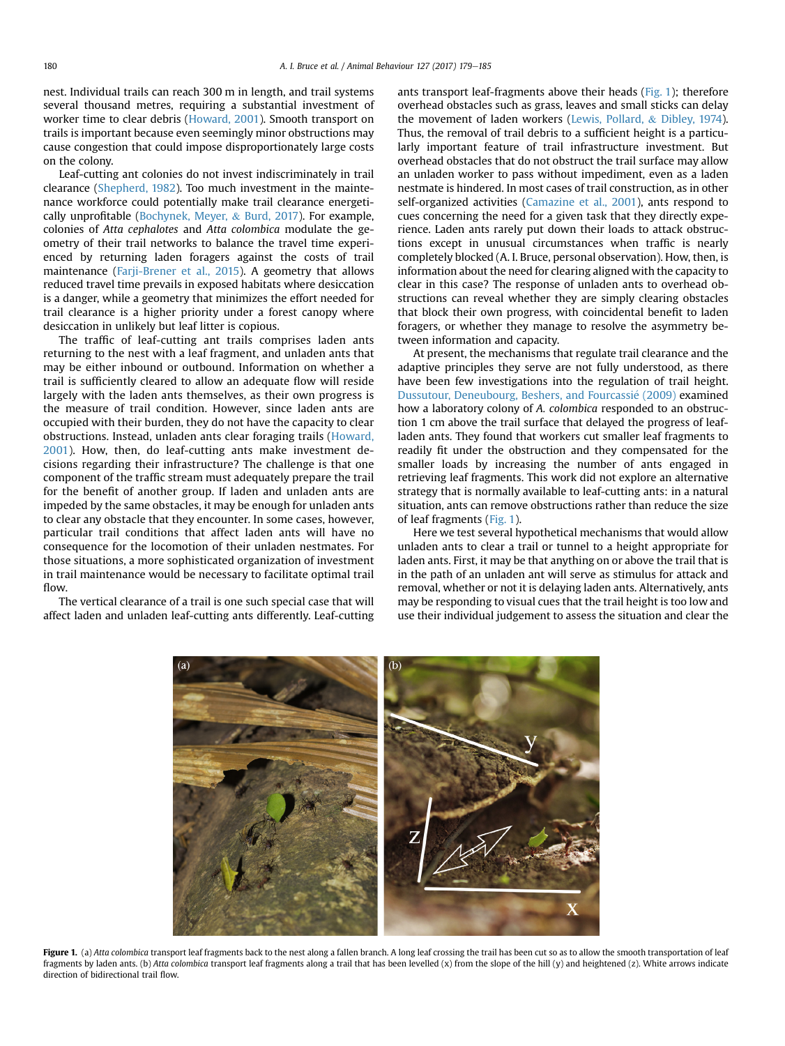nest. Individual trails can reach 300 m in length, and trail systems several thousand metres, requiring a substantial investment of worker time to clear debris (Howard, 2001). Smooth transport on trails is important because even seemingly minor obstructions may cause congestion that could impose disproportionately large costs on the colony.

Leaf-cutting ant colonies do not invest indiscriminately in trail clearance (Shepherd, 1982). Too much investment in the maintenance workforce could potentially make trail clearance energetically unprofitable (Bochynek, Meyer, & Burd, 2017). For example, colonies of *Atta cephalotes* and *Atta colombica* modulate the geometry of their trail networks to balance the travel time experienced by returning laden foragers against the costs of trail maintenance (Farji-Brener et al., 2015). A geometry that allows reduced travel time prevails in exposed habitats where desiccation is a danger, while a geometry that minimizes the effort needed for trail clearance is a higher priority under a forest canopy where desiccation in unlikely but leaf litter is copious.

The traffic of leaf-cutting ant trails comprises laden ants returning to the nest with a leaf fragment, and unladen ants that may be either inbound or outbound. Information on whether a trail is sufficiently cleared to allow an adequate flow will reside largely with the laden ants themselves, as their own progress is the measure of trail condition. However, since laden ants are occupied with their burden, they do not have the capacity to clear obstructions. Instead, unladen ants clear foraging trails (Howard, 2001). How, then, do leaf-cutting ants make investment decisions regarding their infrastructure? The challenge is that one component of the traffic stream must adequately prepare the trail for the benefit of another group. If laden and unladen ants are impeded by the same obstacles, it may be enough for unladen ants to clear any obstacle that they encounter. In some cases, however, particular trail conditions that affect laden ants will have no consequence for the locomotion of their unladen nestmates. For those situations, a more sophisticated organization of investment in trail maintenance would be necessary to facilitate optimal trail flow.

The vertical clearance of a trail is one such special case that will affect laden and unladen leaf-cutting ants differently. Leaf-cutting ants transport leaf-fragments above their heads (Fig. 1); therefore overhead obstacles such as grass, leaves and small sticks can delay the movement of laden workers (Lewis, Pollard, & Dibley, 1974). Thus, the removal of trail debris to a sufficient height is a particularly important feature of trail infrastructure investment. But overhead obstacles that do not obstruct the trail surface may allow an unladen worker to pass without impediment, even as a laden nestmate is hindered. In most cases of trail construction, as in other self-organized activities (Camazine et al., 2001), ants respond to cues concerning the need for a given task that they directly experience. Laden ants rarely put down their loads to attack obstructions except in unusual circumstances when traffic is nearly completely blocked (A. I. Bruce, personal observation). How, then, is information about the need for clearing aligned with the capacity to clear in this case? The response of unladen ants to overhead obstructions can reveal whether they are simply clearing obstacles that block their own progress, with coincidental benefit to laden foragers, or whether they manage to resolve the asymmetry between information and capacity.

At present, the mechanisms that regulate trail clearance and the adaptive principles they serve are not fully understood, as there have been few investigations into the regulation of trail height. Dussutour, Deneubourg, Beshers, and Fourcassié (2009) examined how a laboratory colony of *A. colombica* responded to an obstruction 1 cm above the trail surface that delayed the progress of leaf-laden ants. They found that workers cut smaller leaf fragments to readily fit under the obstruction and they compensated for the smaller loads by increasing the number of ants engaged in retrieving leaf fragments. This work did not explore an alternative strategy that is normally available to leaf-cutting ants: in a natural situation, ants can remove obstructions rather than reduce the size of leaf fragments (Fig. 1).

Here we test several hypothetical mechanisms that would allow unladen ants to clear a trail or tunnel to a height appropriate for laden ants. First, it may be that anything on or above the trail that is in the path of an unladen ant will serve as stimulus for attack and removal, whether or not it is delaying laden ants. Alternatively, ants may be responding to visual cues that the trail height is too low and use their individual judgement to assess the situation and clear the

**Figure 1.** (a) *Atta colombica* transport leaf fragments back to the nest along a fallen branch. A long leaf crossing the trail has been cut so as to allow the smooth transportation of leaf fragments by laden ants. (b) *Atta colombica* transport leaf fragments along a trail that has been levelled (x) from the slope of the hill (y) and heightened (z). White arrows indicate direction of bidirectional trail flow.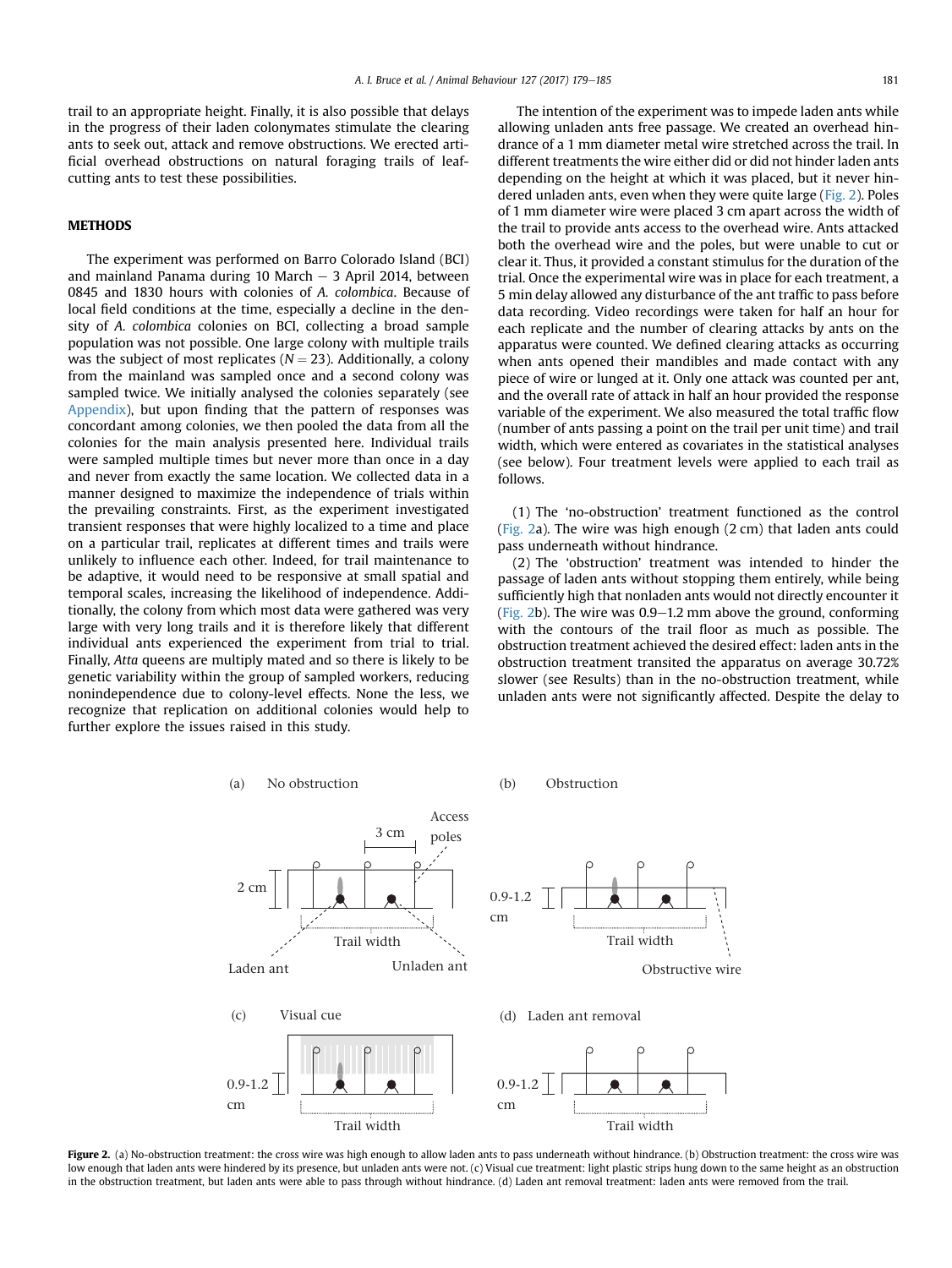trail to an appropriate height. Finally, it is also possible that delays in the progress of their laden colonymates stimulate the clearing ants to seek out, attack and remove obstructions. We erected artificial overhead obstructions on natural foraging trails of leaf-cutting ants to test these possibilities.

## METHODS

The experiment was performed on Barro Colorado Island (BCI) and mainland Panama during 10 March − 3 April 2014, between 0845 and 1830 hours with colonies of *A. colombica*. Because of local field conditions at the time, especially a decline in the density of *A. colombica* colonies on BCI, collecting a broad sample population was not possible. One large colony with multiple trails was the subject of most replicates ($N = 23$). Additionally, a colony from the mainland was sampled once and a second colony was sampled twice. We initially analysed the colonies separately (see Appendix), but upon finding that the pattern of responses was concordant among colonies, we then pooled the data from all the colonies for the main analysis presented here. Individual trails were sampled multiple times but never more than once in a day and never from exactly the same location. We collected data in a manner designed to maximize the independence of trials within the prevailing constraints. First, as the experiment investigated transient responses that were highly localized to a time and place on a particular trail, replicates at different times and trails were unlikely to influence each other. Indeed, for trail maintenance to be adaptive, it would need to be responsive at small spatial and temporal scales, increasing the likelihood of independence. Additionally, the colony from which most data were gathered was very large with very long trails and it is therefore likely that different individual ants experienced the experiment from trial to trial. Finally, *Atta* queens are multiply mated and so there is likely to be genetic variability within the group of sampled workers, reducing nonindependence due to colony-level effects. None the less, we recognize that replication on additional colonies would help to further explore the issues raised in this study.

The intention of the experiment was to impede laden ants while allowing unladen ants free passage. We created an overhead hindrance of a 1 mm diameter metal wire stretched across the trail. In different treatments the wire either did or did not hinder laden ants depending on the height at which it was placed, but it never hindered unladen ants, even when they were quite large (Fig. 2). Poles of 1 mm diameter wire were placed 3 cm apart across the width of the trail to provide ants access to the overhead wire. Ants attacked both the overhead wire and the poles, but were unable to cut or clear it. Thus, it provided a constant stimulus for the duration of the trial. Once the experimental wire was in place for each treatment, a 5 min delay allowed any disturbance of the ant traffic to pass before data recording. Video recordings were taken for half an hour for each replicate and the number of clearing attacks by ants on the apparatus were counted. We defined clearing attacks as occurring when ants opened their mandibles and made contact with any piece of wire or lunged at it. Only one attack was counted per ant, and the overall rate of attack in half an hour provided the response variable of the experiment. We also measured the total traffic flow (number of ants passing a point on the trail per unit time) and trail width, which were entered as covariates in the statistical analyses (see below). Four treatment levels were applied to each trail as follows.

(1) The 'no-obstruction' treatment functioned as the control (Fig. 2a). The wire was high enough (2 cm) that laden ants could pass underneath without hindrance.

(2) The 'obstruction' treatment was intended to hinder the passage of laden ants without stopping them entirely, while being sufficiently high that nonladen ants would not directly encounter it (Fig. 2b). The wire was 0.9–1.2 mm above the ground, conforming with the contours of the trail floor as much as possible. The obstruction treatment achieved the desired effect: laden ants in the obstruction treatment transited the apparatus on average 30.72% slower (see Results) than in the no-obstruction treatment, while unladen ants were not significantly affected. Despite the delay to

(a) No obstruction
3 cm
Access poles
2 cm
Trail width
Laden ant
Unladen ant

(b) Obstruction
0.9-1.2 cm
Trail width
Obstructive wire

(c) Visual cue
0.9-1.2 cm
Trail width

(d) Laden ant removal
0.9-1.2 cm
Trail width

**Figure 2.** (a) No-obstruction treatment: the cross wire was high enough to allow laden ants to pass underneath without hindrance. (b) Obstruction treatment: the cross wire was low enough that laden ants were hindered by its presence, but unladen ants were not. (c) Visual cue treatment: light plastic strips hung down to the same height as an obstruction in the obstruction treatment, but laden ants were able to pass through without hindrance. (d) Laden ant removal treatment: laden ants were removed from the trail.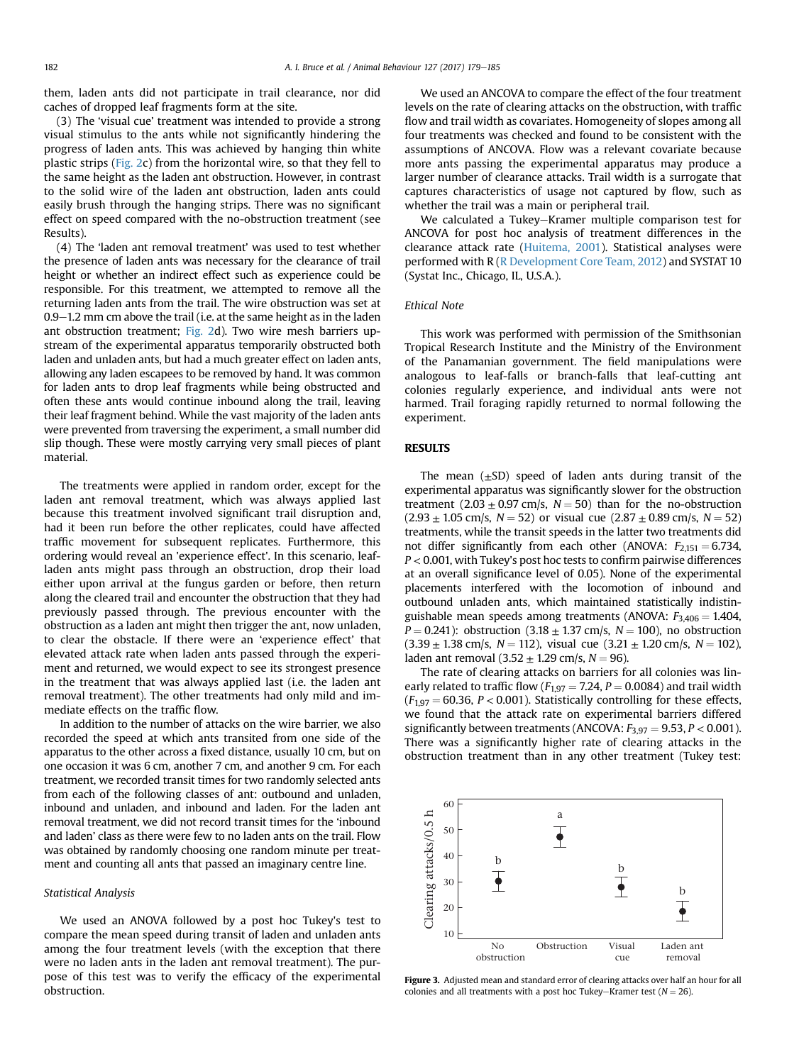them, laden ants did not participate in trail clearance, nor did caches of dropped leaf fragments form at the site.

(3) The 'visual cue' treatment was intended to provide a strong visual stimulus to the ants while not significantly hindering the progress of laden ants. This was achieved by hanging thin white plastic strips (Fig. 2c) from the horizontal wire, so that they fell to the same height as the laden ant obstruction. However, in contrast to the solid wire of the laden ant obstruction, laden ants could easily brush through the hanging strips. There was no significant effect on speed compared with the no-obstruction treatment (see Results).

(4) The 'laden ant removal treatment' was used to test whether the presence of laden ants was necessary for the clearance of trail height or whether an indirect effect such as experience could be responsible. For this treatment, we attempted to remove all the returning laden ants from the trail. The wire obstruction was set at 0.9–1.2 mm cm above the trail (i.e. at the same height as in the laden ant obstruction treatment; Fig. 2d). Two wire mesh barriers upstream of the experimental apparatus temporarily obstructed both laden and unladen ants, but had a much greater effect on laden ants, allowing any laden escapees to be removed by hand. It was common for laden ants to drop leaf fragments while being obstructed and often these ants would continue inbound along the trail, leaving their leaf fragment behind. While the vast majority of the laden ants were prevented from traversing the experiment, a small number did slip though. These were mostly carrying very small pieces of plant material.

The treatments were applied in random order, except for the laden ant removal treatment, which was always applied last because this treatment involved significant trail disruption and, had it been run before the other replicates, could have affected traffic movement for subsequent replicates. Furthermore, this ordering would reveal an 'experience effect'. In this scenario, leaf-laden ants might pass through an obstruction, drop their load either upon arrival at the fungus garden or before, then return along the cleared trail and encounter the obstruction that they had previously passed through. The previous encounter with the obstruction as a laden ant might then trigger the ant, now unladen, to clear the obstacle. If there were an 'experience effect' that elevated attack rate when laden ants passed through the experiment and returned, we would expect to see its strongest presence in the treatment that was always applied last (i.e. the laden ant removal treatment). The other treatments had only mild and immediate effects on the traffic flow.

In addition to the number of attacks on the wire barrier, we also recorded the speed at which ants transited from one side of the apparatus to the other across a fixed distance, usually 10 cm, but on one occasion it was 6 cm, another 7 cm, and another 9 cm. For each treatment, we recorded transit times for two randomly selected ants from each of the following classes of ant: outbound and unladen, inbound and unladen, and inbound and laden. For the laden ant removal treatment, we did not record transit times for the 'inbound and laden' class as there were few to no laden ants on the trail. Flow was obtained by randomly choosing one random minute per treatment and counting all ants that passed an imaginary centre line.

### Statistical Analysis

We used an ANOVA followed by a post hoc Tukey's test to compare the mean speed during transit of laden and unladen ants among the four treatment levels (with the exception that there were no laden ants in the laden ant removal treatment). The purpose of this test was to verify the efficacy of the experimental obstruction.

We used an ANCOVA to compare the effect of the four treatment levels on the rate of clearing attacks on the obstruction, with traffic flow and trail width as covariates. Homogeneity of slopes among all four treatments was checked and found to be consistent with the assumptions of ANCOVA. Flow was a relevant covariate because more ants passing the experimental apparatus may produce a larger number of clearance attacks. Trail width is a surrogate that captures characteristics of usage not captured by flow, such as whether the trail was a main or peripheral trail.

We calculated a Tukey–Kramer multiple comparison test for ANCOVA for post hoc analysis of treatment differences in the clearance attack rate (Huitema, 2001). Statistical analyses were performed with R (R Development Core Team, 2012) and SYSTAT 10 (Systat Inc., Chicago, IL, U.S.A.).

### Ethical Note

This work was performed with permission of the Smithsonian Tropical Research Institute and the Ministry of the Environment of the Panamanian government. The field manipulations were analogous to leaf-falls or branch-falls that leaf-cutting ant colonies regularly experience, and individual ants were not harmed. Trail foraging rapidly returned to normal following the experiment.

## RESULTS

The mean ($\pm$SD) speed of laden ants during transit of the experimental apparatus was significantly slower for the obstruction treatment ($2.03 \pm 0.97$ cm/s, $N = 50$) than for the no-obstruction ($2.93 \pm 1.05$ cm/s, $N = 52$) or visual cue ($2.87 \pm 0.89$ cm/s, $N = 52$) treatments, while the transit speeds in the latter two treatments did not differ significantly from each other (ANOVA: $F_{2,151} = 6.734$, $P < 0.001$, with Tukey's post hoc tests to confirm pairwise differences at an overall significance level of 0.05). None of the experimental placements interfered with the locomotion of inbound and outbound unladen ants, which maintained statistically indistinguishable mean speeds among treatments (ANOVA: $F_{3,406} = 1.404$, $P = 0.241$): obstruction ($3.18 \pm 1.37$ cm/s, $N = 100$), no obstruction ($3.39 \pm 1.38$ cm/s, $N = 112$), visual cue ($3.21 \pm 1.20$ cm/s, $N = 102$), laden ant removal ($3.52 \pm 1.29$ cm/s, $N = 96$).

The rate of clearing attacks on barriers for all colonies was linearly related to traffic flow ($F_{1,97} = 7.24$, $P = 0.0084$) and trail width ($F_{1,97} = 60.36$, $P < 0.001$). Statistically controlling for these effects, we found that the attack rate on experimental barriers differed significantly between treatments (ANCOVA: $F_{3,97} = 9.53$, $P < 0.001$). There was a significantly higher rate of clearing attacks in the obstruction treatment than in any other treatment (Tukey test:

**Figure 3.** Adjusted mean and standard error of clearing attacks over half an hour for all colonies and all treatments with a post hoc Tukey–Kramer test ($N = 26$).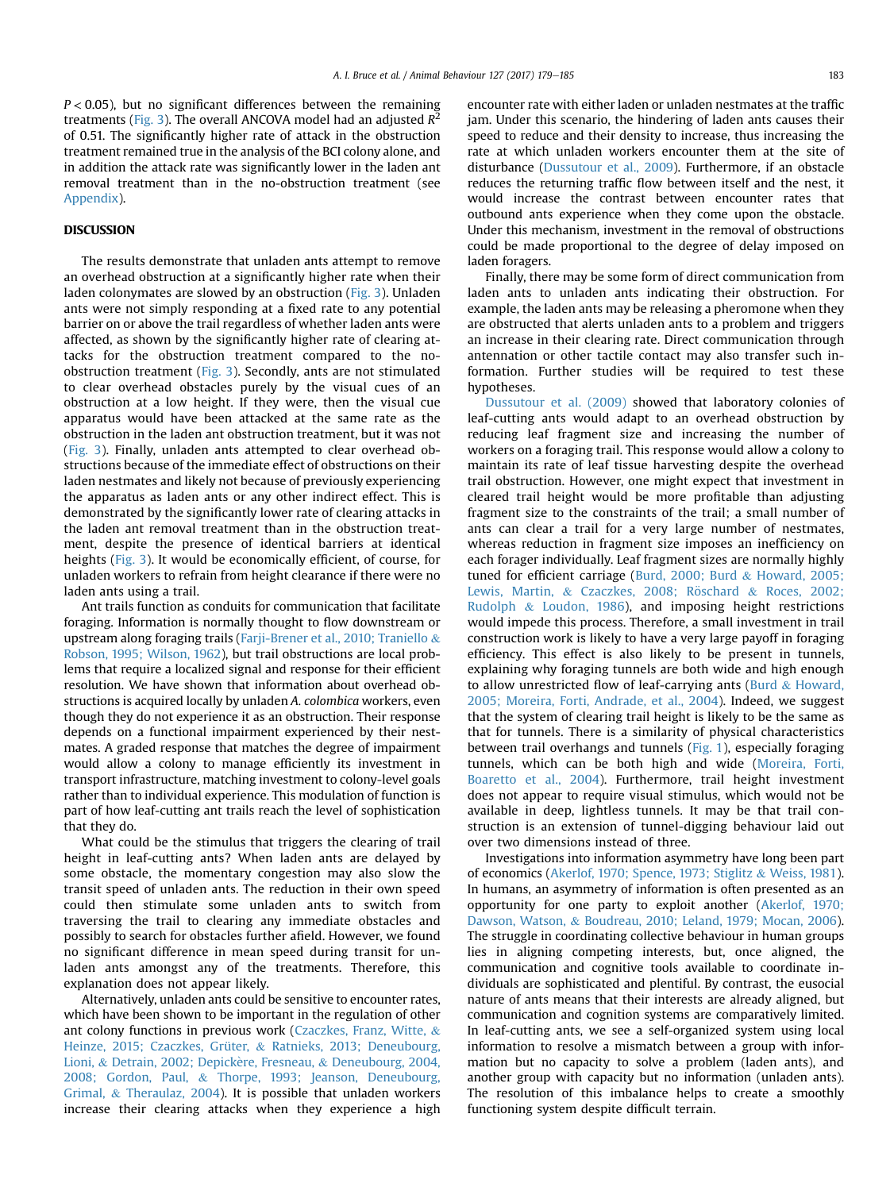$P < 0.05$), but no significant differences between the remaining treatments (Fig. 3). The overall ANCOVA model had an adjusted $R^2$ of 0.51. The significantly higher rate of attack in the obstruction treatment remained true in the analysis of the BCI colony alone, and in addition the attack rate was significantly lower in the laden ant removal treatment than in the no-obstruction treatment (see Appendix).

## DISCUSSION

The results demonstrate that unladen ants attempt to remove an overhead obstruction at a significantly higher rate when their laden colonymates are slowed by an obstruction (Fig. 3). Unladen ants were not simply responding at a fixed rate to any potential barrier on or above the trail regardless of whether laden ants were affected, as shown by the significantly higher rate of clearing attacks for the obstruction treatment compared to the no-obstruction treatment (Fig. 3). Secondly, ants are not stimulated to clear overhead obstacles purely by the visual cues of an obstruction at a low height. If they were, then the visual cue apparatus would have been attacked at the same rate as the obstruction in the laden ant obstruction treatment, but it was not (Fig. 3). Finally, unladen ants attempted to clear overhead obstructions because of the immediate effect of obstructions on their laden nestmates and likely not because of previously experiencing the apparatus as laden ants or any other indirect effect. This is demonstrated by the significantly lower rate of clearing attacks in the laden ant removal treatment than in the obstruction treatment, despite the presence of identical barriers at identical heights (Fig. 3). It would be economically efficient, of course, for unladen workers to refrain from height clearance if there were no laden ants using a trail.

Ant trails function as conduits for communication that facilitate foraging. Information is normally thought to flow downstream or upstream along foraging trails (Farji-Brener et al., 2010; Traniello & Robson, 1995; Wilson, 1962), but trail obstructions are local problems that require a localized signal and response for their efficient resolution. We have shown that information about overhead obstructions is acquired locally by unladen *A. colombica* workers, even though they do not experience it as an obstruction. Their response depends on a functional impairment experienced by their nestmates. A graded response that matches the degree of impairment would allow a colony to manage efficiently its investment in transport infrastructure, matching investment to colony-level goals rather than to individual experience. This modulation of function is part of how leaf-cutting ant trails reach the level of sophistication that they do.

What could be the stimulus that triggers the clearing of trail height in leaf-cutting ants? When laden ants are delayed by some obstacle, the momentary congestion may also slow the transit speed of unladen ants. The reduction in their own speed could then stimulate some unladen ants to switch from traversing the trail to clearing any immediate obstacles and possibly to search for obstacles further afield. However, we found no significant difference in mean speed during transit for unladen ants amongst any of the treatments. Therefore, this explanation does not appear likely.

Alternatively, unladen ants could be sensitive to encounter rates, which have been shown to be important in the regulation of other ant colony functions in previous work (Czaczkes, Franz, Witte, & Heinze, 2015; Czaczkes, Grüter, & Ratnieks, 2013; Deneubourg, Lioni, & Detrain, 2002; Depickère, Fresneau, & Deneubourg, 2004, 2008; Gordon, Paul, & Thorpe, 1993; Jeanson, Deneubourg, Grimal, & Theraulaz, 2004). It is possible that unladen workers increase their clearing attacks when they experience a high encounter rate with either laden or unladen nestmates at the traffic jam. Under this scenario, the hindering of laden ants causes their speed to reduce and their density to increase, thus increasing the rate at which unladen workers encounter them at the site of disturbance (Dussutour et al., 2009). Furthermore, if an obstacle reduces the returning traffic flow between itself and the nest, it would increase the contrast between encounter rates that outbound ants experience when they come upon the obstacle. Under this mechanism, investment in the removal of obstructions could be made proportional to the degree of delay imposed on laden foragers.

Finally, there may be some form of direct communication from laden ants to unladen ants indicating their obstruction. For example, the laden ants may be releasing a pheromone when they are obstructed that alerts unladen ants to a problem and triggers an increase in their clearing rate. Direct communication through antennation or other tactile contact may also transfer such information. Further studies will be required to test these hypotheses.

Dussutour et al. (2009) showed that laboratory colonies of leaf-cutting ants would adapt to an overhead obstruction by reducing leaf fragment size and increasing the number of workers on a foraging trail. This response would allow a colony to maintain its rate of leaf tissue harvesting despite the overhead trail obstruction. However, one might expect that investment in cleared trail height would be more profitable than adjusting fragment size to the constraints of the trail; a small number of ants can clear a trail for a very large number of nestmates, whereas reduction in fragment size imposes an inefficiency on each forager individually. Leaf fragment sizes are normally highly tuned for efficient carriage (Burd, 2000; Burd & Howard, 2005; Lewis, Martin, & Czaczkes, 2008; Röschard & Roces, 2002; Rudolph & Loudon, 1986), and imposing height restrictions would impede this process. Therefore, a small investment in trail construction work is likely to have a very large payoff in foraging efficiency. This effect is also likely to be present in tunnels, explaining why foraging tunnels are both wide and high enough to allow unrestricted flow of leaf-carrying ants (Burd & Howard, 2005; Moreira, Forti, Andrade, et al., 2004). Indeed, we suggest that the system of clearing trail height is likely to be the same as that for tunnels. There is a similarity of physical characteristics between trail overhangs and tunnels (Fig. 1), especially foraging tunnels, which can be both high and wide (Moreira, Forti, Boaretto et al., 2004). Furthermore, trail height investment does not appear to require visual stimulus, which would not be available in deep, lightless tunnels. It may be that trail construction is an extension of tunnel-digging behaviour laid out over two dimensions instead of three.

Investigations into information asymmetry have long been part of economics (Akerlof, 1970; Spence, 1973; Stiglitz & Weiss, 1981). In humans, an asymmetry of information is often presented as an opportunity for one party to exploit another (Akerlof, 1970; Dawson, Watson, & Boudreau, 2010; Leland, 1979; Mocan, 2006). The struggle in coordinating collective behaviour in human groups lies in aligning competing interests, but, once aligned, the communication and cognitive tools available to coordinate individuals are sophisticated and plentiful. By contrast, the eusocial nature of ants means that their interests are already aligned, but communication and cognition systems are comparatively limited. In leaf-cutting ants, we see a self-organized system using local information to resolve a mismatch between a group with information but no capacity to solve a problem (laden ants), and another group with capacity but no information (unladen ants). The resolution of this imbalance helps to create a smoothly functioning system despite difficult terrain.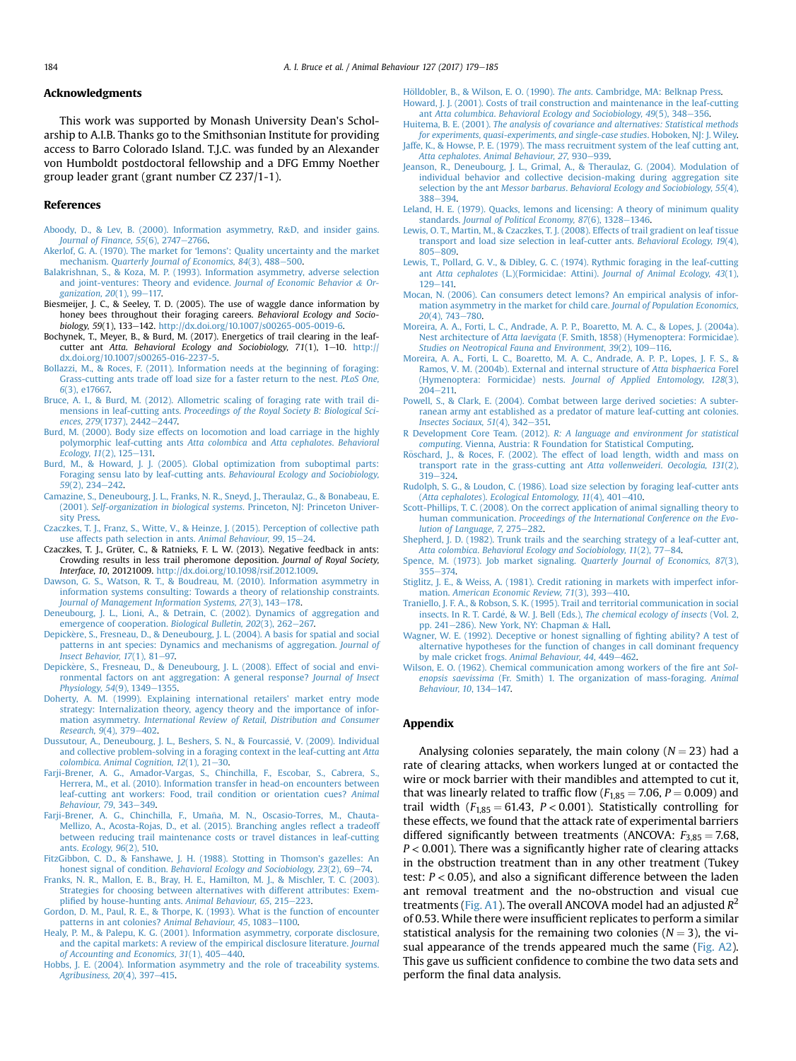## Acknowledgments

This work was supported by Monash University Dean's Scholarship to A.I.B. Thanks go to the Smithsonian Institute for providing access to Barro Colorado Island. T.J.C. was funded by an Alexander von Humboldt postdoctoral fellowship and a DFG Emmy Noether group leader grant (grant number CZ 237/1-1).

## References

Aboody, D., & Lev, B. (2000). Information asymmetry, R&D, and insider gains. *Journal of Finance, 55*(6), 2747–2766.

Akerlof, G. A. (1970). The market for 'lemons': Quality uncertainty and the market mechanism. *Quarterly Journal of Economics, 84*(3), 488–500.

Balakrishnan, S., & Koza, M. P. (1993). Information asymmetry, adverse selection and joint-ventures: Theory and evidence. *Journal of Economic Behavior & Organization, 20*(1), 99–117.

Biesmeijer, J. C., & Seeley, T. D. (2005). The use of waggle dance information by honey bees throughout their foraging careers. *Behavioral Ecology and Sociobiology, 59*(1), 133–142. http://dx.doi.org/10.1007/s00265-005-0019-6.

Bochynek, T., Meyer, B., & Burd, M. (2017). Energetics of trail clearing in the leaf-cutter ant *Atta*. *Behavioral Ecology and Sociobiology, 71*(1), 1–10. http://dx.doi.org/10.1007/s00265-016-2237-5.

Bollazzi, M., & Roces, F. (2011). Information needs at the beginning of foraging: Grass-cutting ants trade off load size for a faster return to the nest. *PLoS One, 6*(3), e17667.

Bruce, A. I., & Burd, M. (2012). Allometric scaling of foraging rate with trail dimensions in leaf-cutting ants. *Proceedings of the Royal Society B: Biological Sciences, 279*(1737), 2442–2447.

Burd, M. (2000). Body size effects on locomotion and load carriage in the highly polymorphic leaf-cutting ants *Atta colombica* and *Atta cephalotes*. *Behavioral Ecology, 11*(2), 125–131.

Burd, M., & Howard, J. J. (2005). Global optimization from suboptimal parts: Foraging sensu lato by leaf-cutting ants. *Behavioural Ecology and Sociobiology, 59*(2), 234–242.

Camazine, S., Deneubourg, J. L., Franks, N. R., Sneyd, J., Theraulaz, G., & Bonabeau, E. (2001). *Self-organization in biological systems*. Princeton, NJ: Princeton University Press.

Czaczkes, T. J., Franz, S., Witte, V., & Heinze, J. (2015). Perception of collective path use affects path selection in ants. *Animal Behaviour, 99*, 15–24.

Czaczkes, T. J., Grüter, C., & Ratnieks, F. L. W. (2013). Negative feedback in ants: Crowding results in less trail pheromone deposition. *Journal of Royal Society, Interface, 10*, 20121009. http://dx.doi.org/10.1098/rsif.2012.1009.

Dawson, G. S., Watson, R. T., & Boudreau, M. (2010). Information asymmetry in information systems consulting: Towards a theory of relationship constraints. *Journal of Management Information Systems, 27*(3), 143–178.

Deneubourg, J. L., Lioni, A., & Detrain, C. (2002). Dynamics of aggregation and emergence of cooperation. *Biological Bulletin, 202*(3), 262–267.

Depickère, S., Fresneau, D., & Deneubourg, J. L. (2004). A basis for spatial and social patterns in ant species: Dynamics and mechanisms of aggregation. *Journal of Insect Behavior, 17*(1), 81–97.

Depickère, S., Fresneau, D., & Deneubourg, J. L. (2008). Effect of social and environmental factors on ant aggregation: A general response? *Journal of Insect Physiology, 54*(9), 1349–1355.

Doherty, A. M. (1999). Explaining international retailers' market entry mode strategy: Internalization theory, agency theory and the importance of information asymmetry. *International Review of Retail, Distribution and Consumer Research, 9*(4), 379–402.

Dussutour, A., Deneubourg, J. L., Beshers, S. N., & Fourcassié, V. (2009). Individual and collective problem-solving in a foraging context in the leaf-cutting ant *Atta colombica*. *Animal Cognition, 12*(1), 21–30.

Farji-Brener, A. G., Amador-Vargas, S., Chinchilla, F., Escobar, S., Cabrera, S., Herrera, M., et al. (2010). Information transfer in head-on encounters between leaf-cutting ant workers: Food, trail condition or orientation cues? *Animal Behaviour, 79*, 343–349.

Farji-Brener, A. G., Chinchilla, F., Umaña, M. N., Ocasio-Torres, M. E., Chauta-Mellizo, A., Acosta-Rojas, D., et al. (2015). Branching angles reflect a tradeoff between reducing trail maintenance costs or travel distances in leaf-cutting ants. *Ecology, 96*(2), 510.

FitzGibbon, C. D., & Fanshawe, J. H. (1988). Stotting in Thomson's gazelles: An honest signal of condition. *Behavioral Ecology and Sociobiology, 23*(2), 69–74.

Franks, N. R., Mallon, E. B., Bray, H. E., Hamilton, M. J., & Mischler, T. C. (2003). Strategies for choosing between alternatives with different attributes: Exemplified by house-hunting ants. *Animal Behaviour, 65*, 215–223.

Gordon, D. M., Paul, R. E., & Thorpe, K. (1993). What is the function of encounter patterns in ant colonies? *Animal Behaviour, 45*, 1083–1100.

Healy, P. M., & Palepu, K. G. (2001). Information asymmetry, corporate disclosure, and the capital markets: A review of the empirical disclosure literature. *Journal of Accounting and Economics, 31*(1), 405–440.

Hobbs, J. E. (2004). Information asymmetry and the role of traceability systems. *Agribusiness, 20*(4), 397–415.

Hölldobler, B., & Wilson, E. O. (1990). *The ants*. Cambridge, MA: Belknap Press.

Howard, J. J. (2001). Costs of trail construction and maintenance in the leaf-cutting ant *Atta columbica*. *Behavioral Ecology and Sociobiology, 49*(5), 348–356.

Huitema, B. E. (2001). *The analysis of covariance and alternatives: Statistical methods for experiments, quasi-experiments, and single-case studies*. Hoboken, NJ: J. Wiley.

Jaffe, K., & Howse, P. E. (1979). The mass recruitment system of the leaf cutting ant, *Atta cephalotes*. *Animal Behaviour, 27*, 930–939.

Jeanson, R., Deneubourg, J. L., Grimal, A., & Theraulaz, G. (2004). Modulation of individual behavior and collective decision-making during aggregation site selection by the ant *Messor barbarus*. *Behavioral Ecology and Sociobiology, 55*(4), 388–394.

Leland, H. E. (1979). Quacks, lemons and licensing: A theory of minimum quality standards. *Journal of Political Economy, 87*(6), 1328–1346.

Lewis, O. T., Martin, M., & Czaczkes, T. J. (2008). Effects of trail gradient on leaf tissue transport and load size selection in leaf-cutter ants. *Behavioral Ecology, 19*(4), 805–809.

Lewis, T., Pollard, G. V., & Dibley, G. C. (1974). Rythmic foraging in the leaf-cutting ant *Atta cephalotes* (L.)(Formicidae: Attini). *Journal of Animal Ecology, 43*(1), 129–141.

Mocan, N. (2006). Can consumers detect lemons? An empirical analysis of information asymmetry in the market for child care. *Journal of Population Economics, 20*(4), 743–780.

Moreira, A. A., Forti, L. C., Andrade, A. P. P., Boaretto, M. A. C., & Lopes, J. (2004a). Nest architecture of *Atta laevigata* (F. Smith, 1858) (Hymenoptera: Formicidae). *Studies on Neotropical Fauna and Environment, 39*(2), 109–116.

Moreira, A. A., Forti, L. C., Boaretto, M. A. C., Andrade, A. P. P., Lopes, J. F. S., & Ramos, V. M. (2004b). External and internal structure of *Atta bisphaerica* Forel (Hymenoptera: Formicidae) nests. *Journal of Applied Entomology, 128*(3), 204–211.

Powell, S., & Clark, E. (2004). Combat between large derived societies: A subterranean army ant established as a predator of mature leaf-cutting ant colonies. *Insectes Sociaux, 51*(4), 342–351.

R Development Core Team. (2012). *R: A language and environment for statistical computing*. Vienna, Austria: R Foundation for Statistical Computing.

Röschard, J., & Roces, F. (2002). The effect of load length, width and mass on transport rate in the grass-cutting ant *Atta vollenweideri*. *Oecologia, 131*(2), 319–324.

Rudolph, S. G., & Loudon, C. (1986). Load size selection by foraging leaf-cutter ants (*Atta cephalotes*). *Ecological Entomology, 11*(4), 401–410.

Scott-Phillips, T. C. (2008). On the correct application of animal signalling theory to human communication. *Proceedings of the International Conference on the Evolution of Language, 7*, 275–282.

Shepherd, J. D. (1982). Trunk trails and the searching strategy of a leaf-cutter ant, *Atta colombica*. *Behavioral Ecology and Sociobiology, 11*(2), 77–84.

Spence, M. (1973). Job market signaling. *Quarterly Journal of Economics, 87*(3), 355–374.

Stiglitz, J. E., & Weiss, A. (1981). Credit rationing in markets with imperfect information. *American Economic Review, 71*(3), 393–410.

Traniello, J. F. A., & Robson, S. K. (1995). Trail and territorial communication in social insects. In R. T. Cardé, & W. J. Bell (Eds.), *The chemical ecology of insects* (Vol. 2, pp. 241–286). New York, NY: Chapman & Hall.

Wagner, W. E. (1992). Deceptive or honest signalling of fighting ability? A test of alternative hypotheses for the function of changes in call dominant frequency by male cricket frogs. *Animal Behaviour, 44*, 449–462.

Wilson, E. O. (1962). Chemical communication among workers of the fire ant *Solenopsis saevissima* (Fr. Smith) 1. The organization of mass-foraging. *Animal Behaviour, 10*, 134–147.

## Appendix

Analysing colonies separately, the main colony ($N = 23$) had a rate of clearing attacks, when workers lunged at or contacted the wire or mock barrier with their mandibles and attempted to cut it, that was linearly related to traffic flow ($F_{1,85} = 7.06$, $P = 0.009$) and trail width ($F_{1,85} = 61.43$, $P < 0.001$). Statistically controlling for these effects, we found that the attack rate of experimental barriers differed significantly between treatments (ANCOVA: $F_{3,85} = 7.68$, $P < 0.001$). There was a significantly higher rate of clearing attacks in the obstruction treatment than in any other treatment (Tukey test: $P < 0.05$), and also a significant difference between the laden ant removal treatment and the no-obstruction and visual cue treatments (Fig. A1). The overall ANCOVA model had an adjusted $R^2$ of 0.53. While there were insufficient replicates to perform a similar statistical analysis for the remaining two colonies ($N = 3$), the visual appearance of the trends appeared much the same (Fig. A2). This gave us sufficient confidence to combine the two data sets and perform the final data analysis.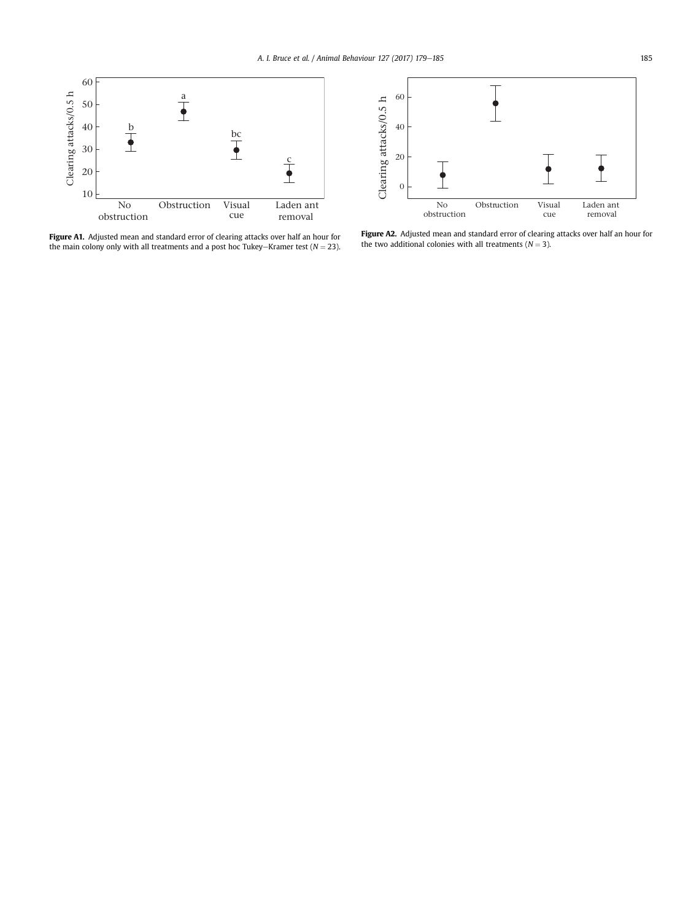Clearing attacks/0.5 h

60
50
40
30
20
10

a
b
bc
c

No obstruction
Obstruction
Visual cue
Laden ant removal

**Figure A1.** Adjusted mean and standard error of clearing attacks over half an hour for the main colony only with all treatments and a post hoc Tukey–Kramer test ($N = 23$).

Clearing attacks/0.5 h

60
40
20
0

No obstruction
Obstruction
Visual cue
Laden ant removal

**Figure A2.** Adjusted mean and standard error of clearing attacks over half an hour for the two additional colonies with all treatments ($N = 3$).